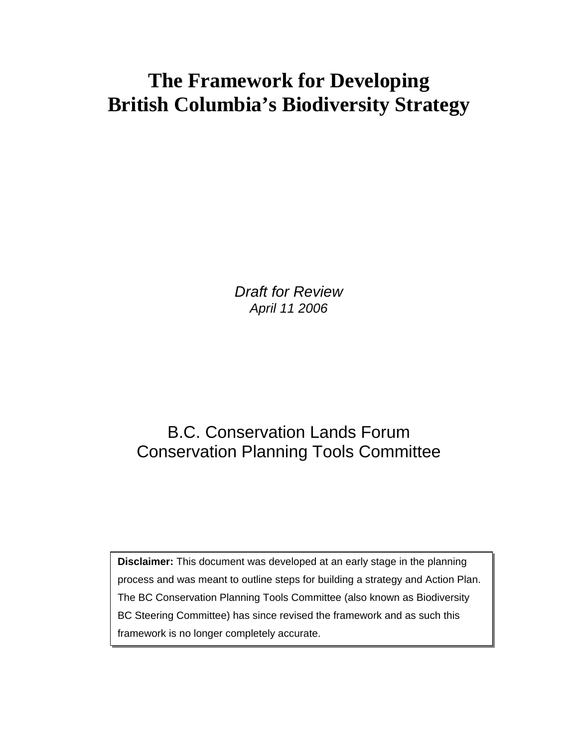# The Framework for Developing British Columbia's Biodiversity Strategy

*Draft for Review*
*April 11 2006*

B.C. Conservation Lands Forum
Conservation Planning Tools Committee

**Disclaimer:** This document was developed at an early stage in the planning process and was meant to outline steps for building a strategy and Action Plan. The BC Conservation Planning Tools Committee (also known as Biodiversity BC Steering Committee) has since revised the framework and as such this framework is no longer completely accurate.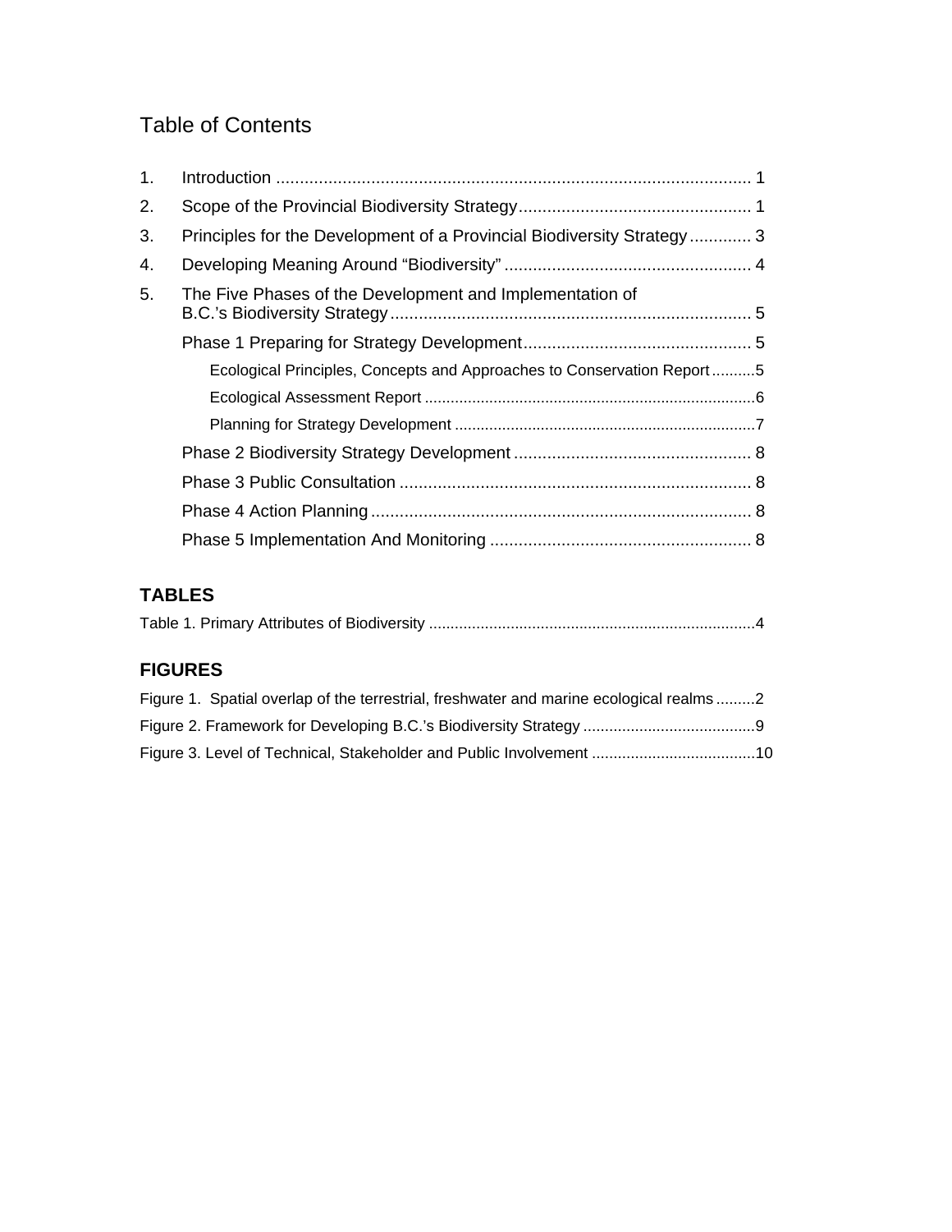# Table of Contents

1. Introduction .................................................................................................... 1
2. Scope of the Provincial Biodiversity Strategy................................................. 1
3. Principles for the Development of a Provincial Biodiversity Strategy............. 3
4. Developing Meaning Around “Biodiversity” .................................................... 4
5. The Five Phases of the Development and Implementation of B.C.’s Biodiversity Strategy............................................................................ 5
   - Phase 1 Preparing for Strategy Development............................................... 5
     - Ecological Principles, Concepts and Approaches to Conservation Report..........5
     - Ecological Assessment Report ............................................................................6
     - Planning for Strategy Development .....................................................................7
   - Phase 2 Biodiversity Strategy Development .................................................. 8
   - Phase 3 Public Consultation .......................................................................... 8
   - Phase 4 Action Planning................................................................................ 8
   - Phase 5 Implementation And Monitoring ....................................................... 8

## TABLES

Table 1. Primary Attributes of Biodiversity ...........................................................................4

## FIGURES

Figure 1. Spatial overlap of the terrestrial, freshwater and marine ecological realms .........2

Figure 2. Framework for Developing B.C.’s Biodiversity Strategy .......................................9

Figure 3. Level of Technical, Stakeholder and Public Involvement .....................................10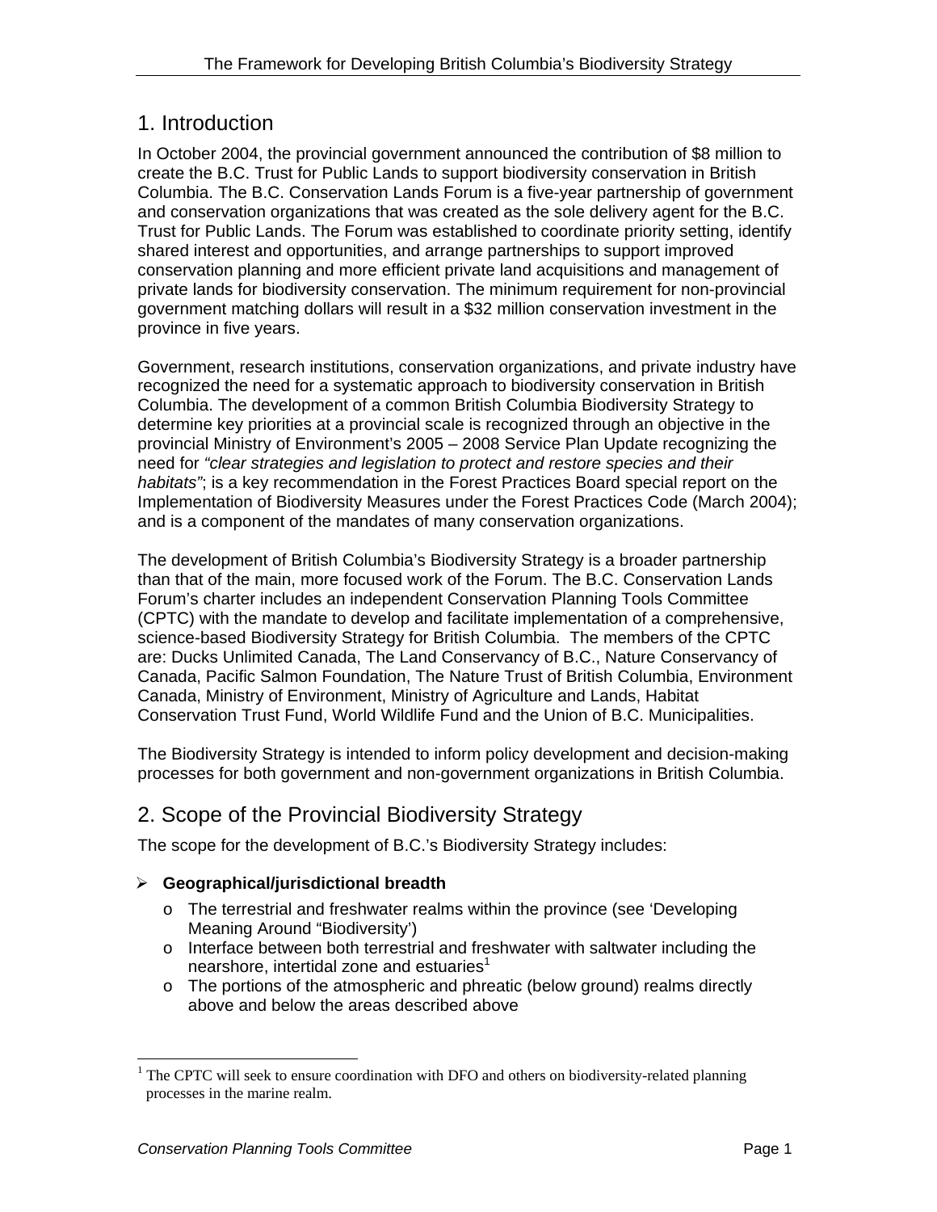## 1. Introduction

In October 2004, the provincial government announced the contribution of $8 million to create the B.C. Trust for Public Lands to support biodiversity conservation in British Columbia. The B.C. Conservation Lands Forum is a five-year partnership of government and conservation organizations that was created as the sole delivery agent for the B.C. Trust for Public Lands. The Forum was established to coordinate priority setting, identify shared interest and opportunities, and arrange partnerships to support improved conservation planning and more efficient private land acquisitions and management of private lands for biodiversity conservation. The minimum requirement for non-provincial government matching dollars will result in a $32 million conservation investment in the province in five years.

Government, research institutions, conservation organizations, and private industry have recognized the need for a systematic approach to biodiversity conservation in British Columbia. The development of a common British Columbia Biodiversity Strategy to determine key priorities at a provincial scale is recognized through an objective in the provincial Ministry of Environment's 2005 – 2008 Service Plan Update recognizing the need for *"clear strategies and legislation to protect and restore species and their habitats"*; is a key recommendation in the Forest Practices Board special report on the Implementation of Biodiversity Measures under the Forest Practices Code (March 2004); and is a component of the mandates of many conservation organizations.

The development of British Columbia's Biodiversity Strategy is a broader partnership than that of the main, more focused work of the Forum. The B.C. Conservation Lands Forum's charter includes an independent Conservation Planning Tools Committee (CPTC) with the mandate to develop and facilitate implementation of a comprehensive, science-based Biodiversity Strategy for British Columbia. The members of the CPTC are: Ducks Unlimited Canada, The Land Conservancy of B.C., Nature Conservancy of Canada, Pacific Salmon Foundation, The Nature Trust of British Columbia, Environment Canada, Ministry of Environment, Ministry of Agriculture and Lands, Habitat Conservation Trust Fund, World Wildlife Fund and the Union of B.C. Municipalities.

The Biodiversity Strategy is intended to inform policy development and decision-making processes for both government and non-government organizations in British Columbia.

## 2. Scope of the Provincial Biodiversity Strategy

The scope for the development of B.C.'s Biodiversity Strategy includes:

- **Geographical/jurisdictional breadth**
  - The terrestrial and freshwater realms within the province (see 'Developing Meaning Around "Biodiversity')
  - Interface between both terrestrial and freshwater with saltwater including the nearshore, intertidal zone and estuaries[1]
  - The portions of the atmospheric and phreatic (below ground) realms directly above and below the areas described above

[1] The CPTC will seek to ensure coordination with DFO and others on biodiversity-related planning processes in the marine realm.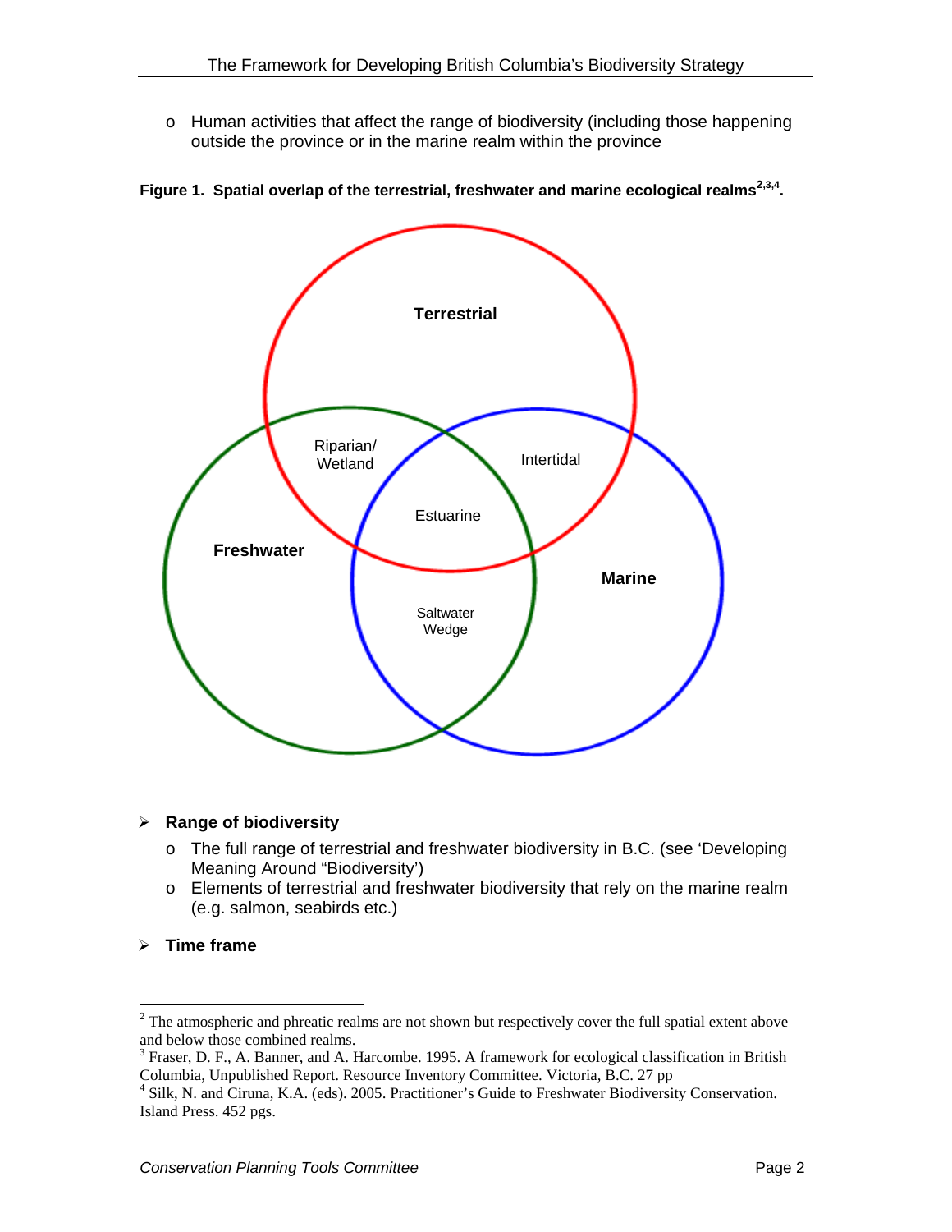- o Human activities that affect the range of biodiversity (including those happening outside the province or in the marine realm within the province

**Figure 1. Spatial overlap of the terrestrial, freshwater and marine ecological realms[2,3,4].**

- **Range of biodiversity**
  - o The full range of terrestrial and freshwater biodiversity in B.C. (see 'Developing Meaning Around "Biodiversity')
  - o Elements of terrestrial and freshwater biodiversity that rely on the marine realm (e.g. salmon, seabirds etc.)

- **Time frame**

---

[2] The atmospheric and phreatic realms are not shown but respectively cover the full spatial extent above and below those combined realms.

[3] Fraser, D. F., A. Banner, and A. Harcombe. 1995. A framework for ecological classification in British Columbia, Unpublished Report. Resource Inventory Committee. Victoria, B.C. 27 pp

[4] Silk, N. and Ciruna, K.A. (eds). 2005. Practitioner's Guide to Freshwater Biodiversity Conservation. Island Press. 452 pgs.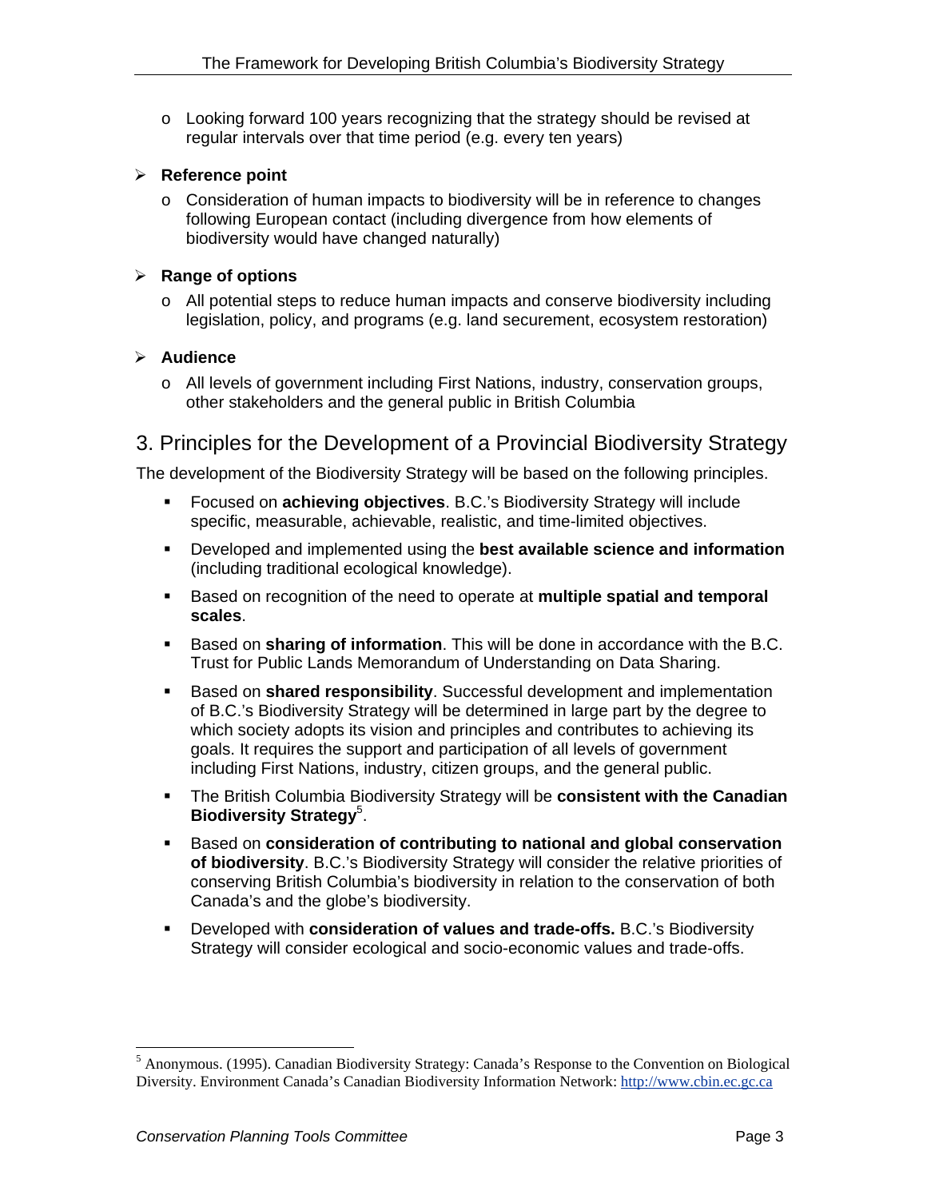- Looking forward 100 years recognizing that the strategy should be revised at regular intervals over that time period (e.g. every ten years)

- **Reference point**
  - Consideration of human impacts to biodiversity will be in reference to changes following European contact (including divergence from how elements of biodiversity would have changed naturally)

- **Range of options**
  - All potential steps to reduce human impacts and conserve biodiversity including legislation, policy, and programs (e.g. land securement, ecosystem restoration)

- **Audience**
  - All levels of government including First Nations, industry, conservation groups, other stakeholders and the general public in British Columbia

## 3. Principles for the Development of a Provincial Biodiversity Strategy

The development of the Biodiversity Strategy will be based on the following principles.

- Focused on **achieving objectives**. B.C.'s Biodiversity Strategy will include specific, measurable, achievable, realistic, and time-limited objectives.
- Developed and implemented using the **best available science and information** (including traditional ecological knowledge).
- Based on recognition of the need to operate at **multiple spatial and temporal scales**.
- Based on **sharing of information**. This will be done in accordance with the B.C. Trust for Public Lands Memorandum of Understanding on Data Sharing.
- Based on **shared responsibility**. Successful development and implementation of B.C.'s Biodiversity Strategy will be determined in large part by the degree to which society adopts its vision and principles and contributes to achieving its goals. It requires the support and participation of all levels of government including First Nations, industry, citizen groups, and the general public.
- The British Columbia Biodiversity Strategy will be **consistent with the Canadian Biodiversity Strategy**[5].
- Based on **consideration of contributing to national and global conservation of biodiversity**. B.C.'s Biodiversity Strategy will consider the relative priorities of conserving British Columbia's biodiversity in relation to the conservation of both Canada's and the globe's biodiversity.
- Developed with **consideration of values and trade-offs.** B.C.'s Biodiversity Strategy will consider ecological and socio-economic values and trade-offs.

---

[5] Anonymous. (1995). Canadian Biodiversity Strategy: Canada's Response to the Convention on Biological Diversity. Environment Canada's Canadian Biodiversity Information Network: http://www.cbin.ec.gc.ca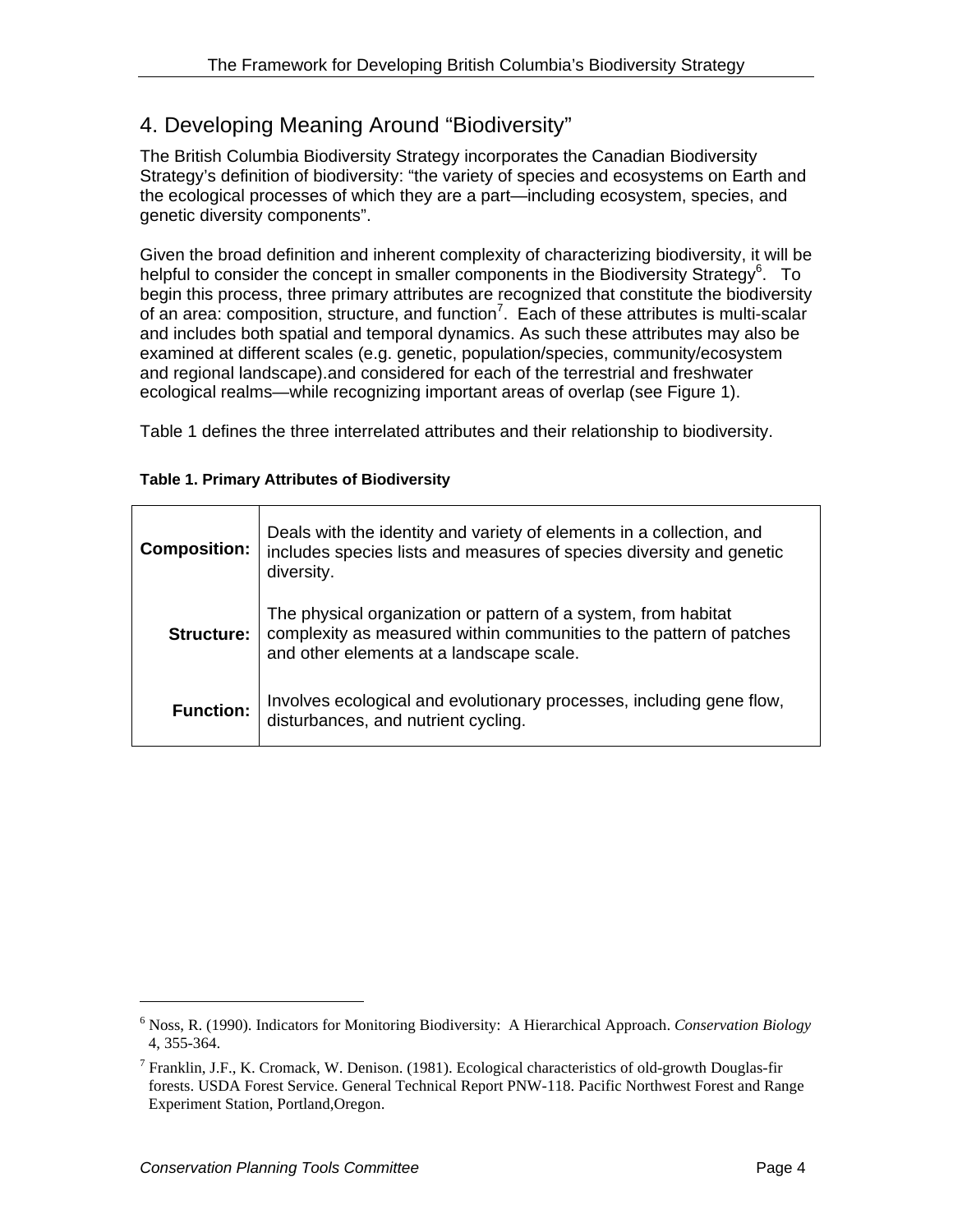# 4. Developing Meaning Around "Biodiversity"

The British Columbia Biodiversity Strategy incorporates the Canadian Biodiversity Strategy's definition of biodiversity: "the variety of species and ecosystems on Earth and the ecological processes of which they are a part—including ecosystem, species, and genetic diversity components".

Given the broad definition and inherent complexity of characterizing biodiversity, it will be helpful to consider the concept in smaller components in the Biodiversity Strategy[6]. To begin this process, three primary attributes are recognized that constitute the biodiversity of an area: composition, structure, and function[7]. Each of these attributes is multi-scalar and includes both spatial and temporal dynamics. As such these attributes may also be examined at different scales (e.g. genetic, population/species, community/ecosystem and regional landscape).and considered for each of the terrestrial and freshwater ecological realms—while recognizing important areas of overlap (see Figure 1).

Table 1 defines the three interrelated attributes and their relationship to biodiversity.

**Table 1. Primary Attributes of Biodiversity**

| | |
|---|---|
| **Composition:** | Deals with the identity and variety of elements in a collection, and includes species lists and measures of species diversity and genetic diversity. |
| **Structure:** | The physical organization or pattern of a system, from habitat complexity as measured within communities to the pattern of patches and other elements at a landscape scale. |
| **Function:** | Involves ecological and evolutionary processes, including gene flow, disturbances, and nutrient cycling. |

---

[6] Noss, R. (1990). Indicators for Monitoring Biodiversity: A Hierarchical Approach. *Conservation Biology* 4, 355-364.

[7] Franklin, J.F., K. Cromack, W. Denison. (1981). Ecological characteristics of old-growth Douglas-fir forests. USDA Forest Service. General Technical Report PNW-118. Pacific Northwest Forest and Range Experiment Station, Portland,Oregon.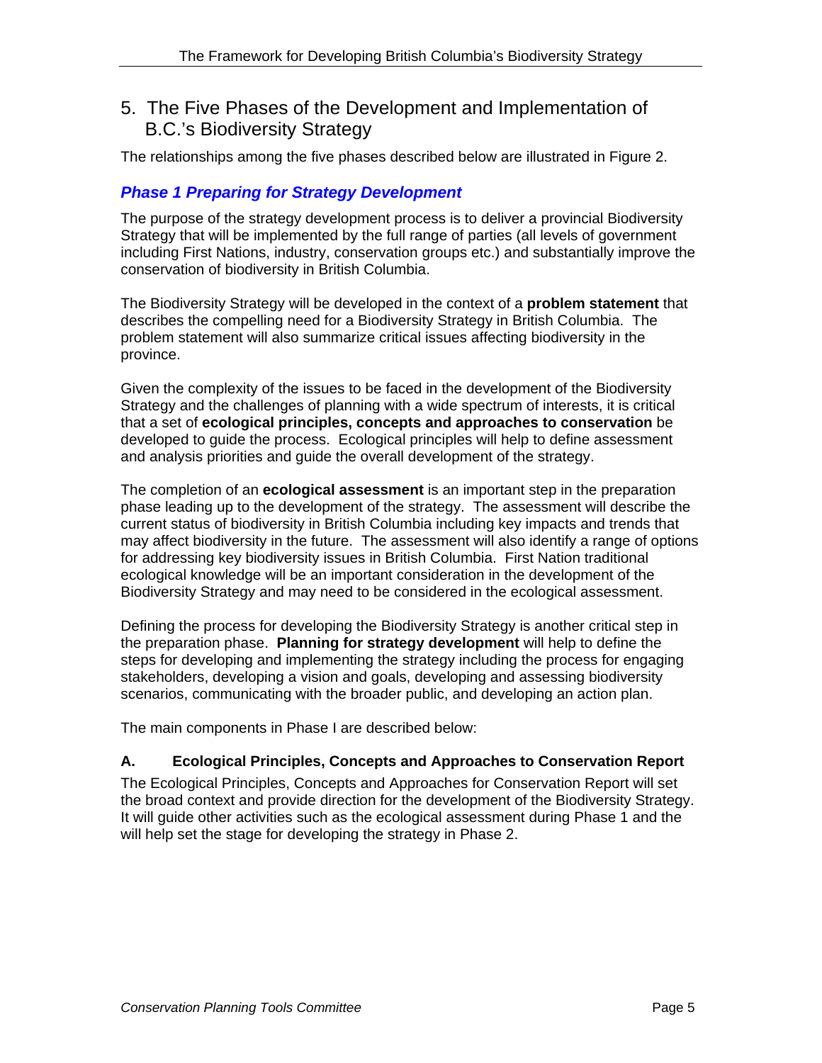## 5. The Five Phases of the Development and Implementation of B.C.'s Biodiversity Strategy

The relationships among the five phases described below are illustrated in Figure 2.

### *Phase 1 Preparing for Strategy Development*

The purpose of the strategy development process is to deliver a provincial Biodiversity Strategy that will be implemented by the full range of parties (all levels of government including First Nations, industry, conservation groups etc.) and substantially improve the conservation of biodiversity in British Columbia.

The Biodiversity Strategy will be developed in the context of a **problem statement** that describes the compelling need for a Biodiversity Strategy in British Columbia. The problem statement will also summarize critical issues affecting biodiversity in the province.

Given the complexity of the issues to be faced in the development of the Biodiversity Strategy and the challenges of planning with a wide spectrum of interests, it is critical that a set of **ecological principles, concepts and approaches to conservation** be developed to guide the process. Ecological principles will help to define assessment and analysis priorities and guide the overall development of the strategy.

The completion of an **ecological assessment** is an important step in the preparation phase leading up to the development of the strategy. The assessment will describe the current status of biodiversity in British Columbia including key impacts and trends that may affect biodiversity in the future. The assessment will also identify a range of options for addressing key biodiversity issues in British Columbia. First Nation traditional ecological knowledge will be an important consideration in the development of the Biodiversity Strategy and may need to be considered in the ecological assessment.

Defining the process for developing the Biodiversity Strategy is another critical step in the preparation phase. **Planning for strategy development** will help to define the steps for developing and implementing the strategy including the process for engaging stakeholders, developing a vision and goals, developing and assessing biodiversity scenarios, communicating with the broader public, and developing an action plan.

The main components in Phase I are described below:

#### A. Ecological Principles, Concepts and Approaches to Conservation Report

The Ecological Principles, Concepts and Approaches for Conservation Report will set the broad context and provide direction for the development of the Biodiversity Strategy. It will guide other activities such as the ecological assessment during Phase 1 and the will help set the stage for developing the strategy in Phase 2.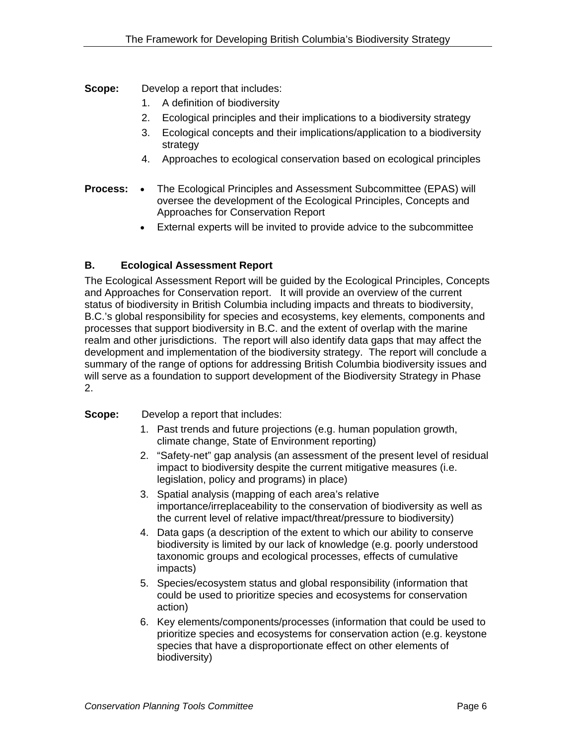**Scope:** Develop a report that includes:

1. A definition of biodiversity
2. Ecological principles and their implications to a biodiversity strategy
3. Ecological concepts and their implications/application to a biodiversity strategy
4. Approaches to ecological conservation based on ecological principles

**Process:**

- The Ecological Principles and Assessment Subcommittee (EPAS) will oversee the development of the Ecological Principles, Concepts and Approaches for Conservation Report
- External experts will be invited to provide advice to the subcommittee

### B. Ecological Assessment Report

The Ecological Assessment Report will be guided by the Ecological Principles, Concepts and Approaches for Conservation report. It will provide an overview of the current status of biodiversity in British Columbia including impacts and threats to biodiversity, B.C.'s global responsibility for species and ecosystems, key elements, components and processes that support biodiversity in B.C. and the extent of overlap with the marine realm and other jurisdictions. The report will also identify data gaps that may affect the development and implementation of the biodiversity strategy. The report will conclude a summary of the range of options for addressing British Columbia biodiversity issues and will serve as a foundation to support development of the Biodiversity Strategy in Phase 2.

**Scope:** Develop a report that includes:

1. Past trends and future projections (e.g. human population growth, climate change, State of Environment reporting)
2. "Safety-net" gap analysis (an assessment of the present level of residual impact to biodiversity despite the current mitigative measures (i.e. legislation, policy and programs) in place)
3. Spatial analysis (mapping of each area's relative importance/irreplaceability to the conservation of biodiversity as well as the current level of relative impact/threat/pressure to biodiversity)
4. Data gaps (a description of the extent to which our ability to conserve biodiversity is limited by our lack of knowledge (e.g. poorly understood taxonomic groups and ecological processes, effects of cumulative impacts)
5. Species/ecosystem status and global responsibility (information that could be used to prioritize species and ecosystems for conservation action)
6. Key elements/components/processes (information that could be used to prioritize species and ecosystems for conservation action (e.g. keystone species that have a disproportionate effect on other elements of biodiversity)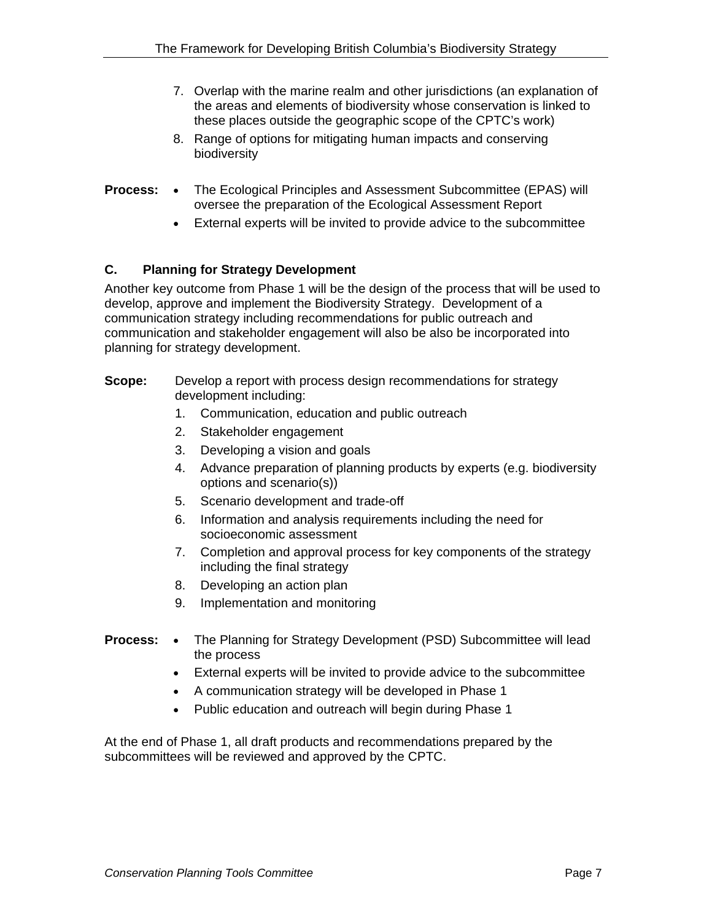7. Overlap with the marine realm and other jurisdictions (an explanation of the areas and elements of biodiversity whose conservation is linked to these places outside the geographic scope of the CPTC's work)
8. Range of options for mitigating human impacts and conserving biodiversity

**Process:**

- The Ecological Principles and Assessment Subcommittee (EPAS) will oversee the preparation of the Ecological Assessment Report
- External experts will be invited to provide advice to the subcommittee

### C. Planning for Strategy Development

Another key outcome from Phase 1 will be the design of the process that will be used to develop, approve and implement the Biodiversity Strategy. Development of a communication strategy including recommendations for public outreach and communication and stakeholder engagement will also be also be incorporated into planning for strategy development.

**Scope:** Develop a report with process design recommendations for strategy development including:

1. Communication, education and public outreach
2. Stakeholder engagement
3. Developing a vision and goals
4. Advance preparation of planning products by experts (e.g. biodiversity options and scenario(s))
5. Scenario development and trade-off
6. Information and analysis requirements including the need for socioeconomic assessment
7. Completion and approval process for key components of the strategy including the final strategy
8. Developing an action plan
9. Implementation and monitoring

**Process:**

- The Planning for Strategy Development (PSD) Subcommittee will lead the process
- External experts will be invited to provide advice to the subcommittee
- A communication strategy will be developed in Phase 1
- Public education and outreach will begin during Phase 1

At the end of Phase 1, all draft products and recommendations prepared by the subcommittees will be reviewed and approved by the CPTC.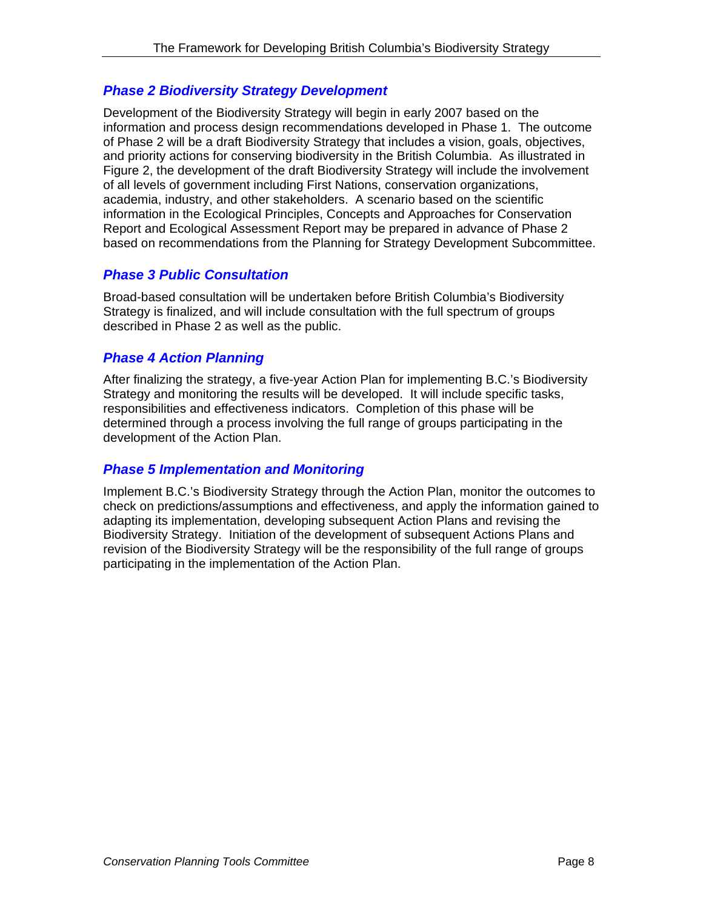### *Phase 2 Biodiversity Strategy Development*

Development of the Biodiversity Strategy will begin in early 2007 based on the information and process design recommendations developed in Phase 1. The outcome of Phase 2 will be a draft Biodiversity Strategy that includes a vision, goals, objectives, and priority actions for conserving biodiversity in the British Columbia. As illustrated in Figure 2, the development of the draft Biodiversity Strategy will include the involvement of all levels of government including First Nations, conservation organizations, academia, industry, and other stakeholders. A scenario based on the scientific information in the Ecological Principles, Concepts and Approaches for Conservation Report and Ecological Assessment Report may be prepared in advance of Phase 2 based on recommendations from the Planning for Strategy Development Subcommittee.

### *Phase 3 Public Consultation*

Broad-based consultation will be undertaken before British Columbia's Biodiversity Strategy is finalized, and will include consultation with the full spectrum of groups described in Phase 2 as well as the public.

### *Phase 4 Action Planning*

After finalizing the strategy, a five-year Action Plan for implementing B.C.'s Biodiversity Strategy and monitoring the results will be developed. It will include specific tasks, responsibilities and effectiveness indicators. Completion of this phase will be determined through a process involving the full range of groups participating in the development of the Action Plan.

### *Phase 5 Implementation and Monitoring*

Implement B.C.'s Biodiversity Strategy through the Action Plan, monitor the outcomes to check on predictions/assumptions and effectiveness, and apply the information gained to adapting its implementation, developing subsequent Action Plans and revising the Biodiversity Strategy. Initiation of the development of subsequent Actions Plans and revision of the Biodiversity Strategy will be the responsibility of the full range of groups participating in the implementation of the Action Plan.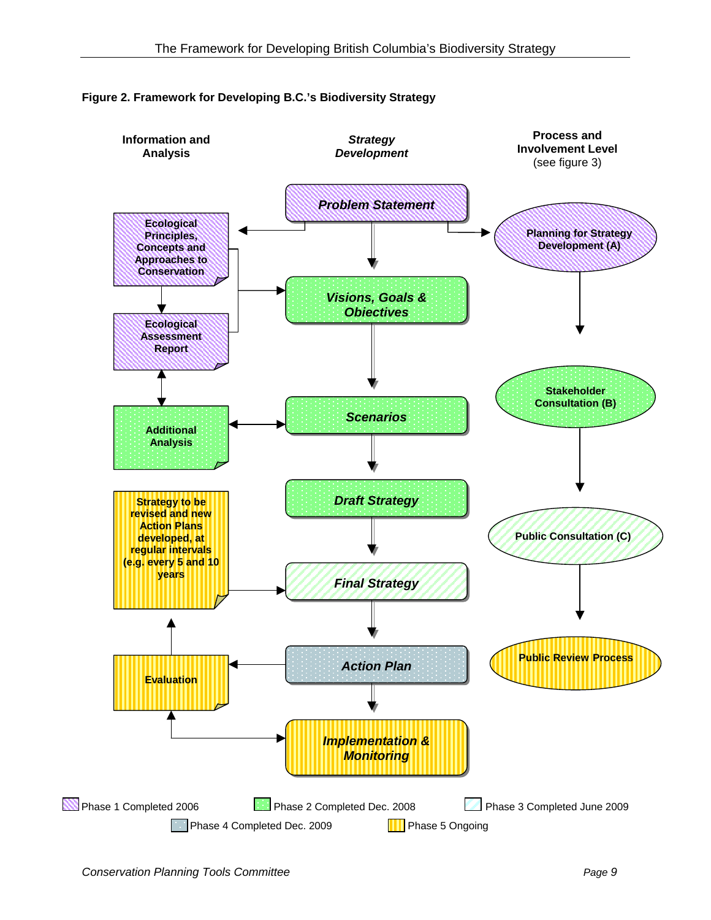**Figure 2. Framework for Developing B.C.'s Biodiversity Strategy**

| Information and Analysis | *Strategy Development* | Process and Involvement Level (see figure 3) |
| --- | --- | --- |
| Ecological Principles, Concepts and Approaches to Conservation | ***Problem Statement*** | Planning for Strategy Development (A) |
| Ecological Assessment Report | ***Visions, Goals & Objectives*** | |
| Additional Analysis | ***Scenarios*** | Stakeholder Consultation (B) |
| Strategy to be revised and new Action Plans developed, at regular intervals (e.g. every 5 and 10 years | ***Draft Strategy*** | Public Consultation (C) |
| | ***Final Strategy*** | |
| Evaluation | ***Action Plan*** | Public Review Process |
| | ***Implementation & Monitoring*** | |

- Phase 1 Completed 2006
- Phase 2 Completed Dec. 2008
- Phase 3 Completed June 2009
- Phase 4 Completed Dec. 2009
- Phase 5 Ongoing

*Conservation Planning Tools Committee*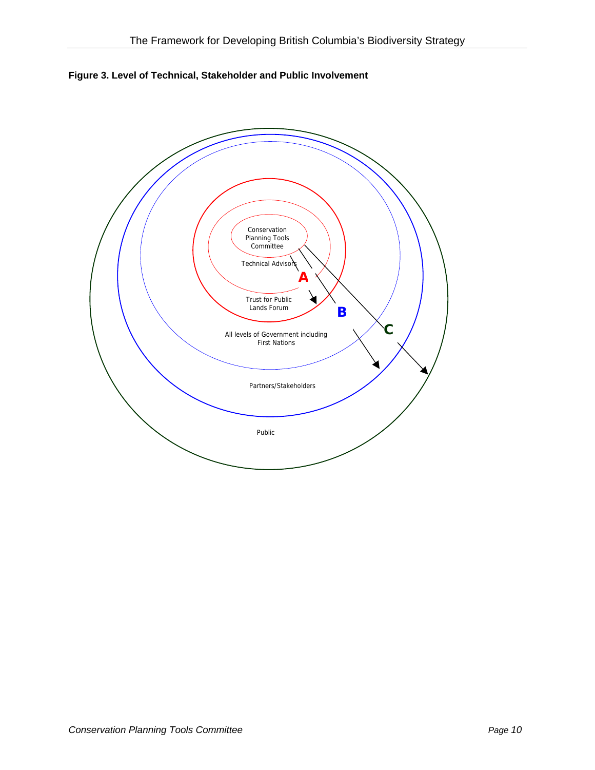**Figure 3. Level of Technical, Stakeholder and Public Involvement**

Conservation Planning Tools Committee

Technical Advisors

A

Trust for Public Lands Forum

B

All levels of Government including First Nations

C

Partners/Stakeholders

Public